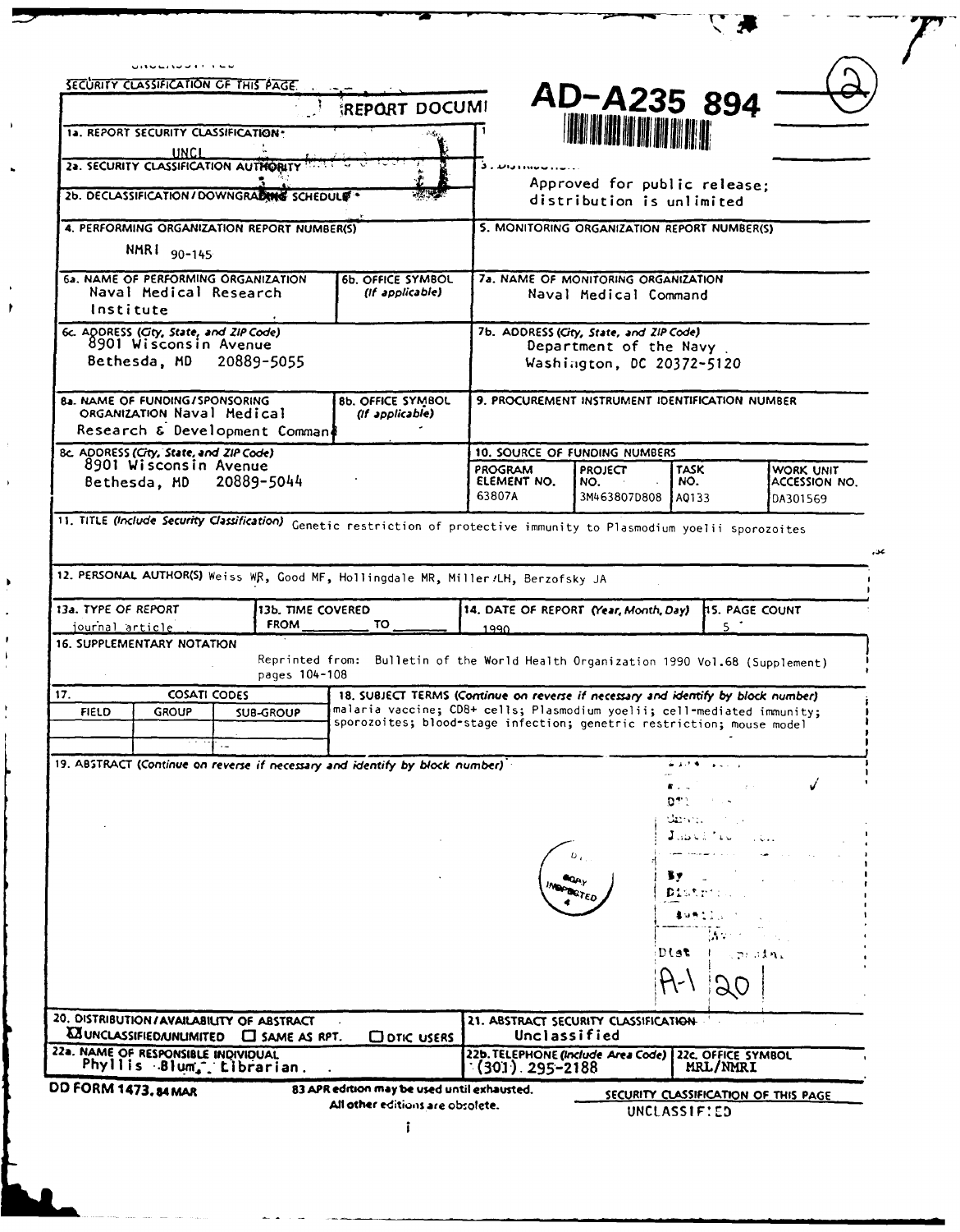UNCLASSIFIED

SECURITY CLASSIFICATION OF THIS PAGE

# REPORT DOCUMENTATION PAGE

AD-A235 894

| | |
|---|---|
| 1a. REPORT SECURITY CLASSIFICATION UNCL | 1b. |
| 2a. SECURITY CLASSIFICATION AUTHORITY | 3. DISTRIBUTION: Approved for public release; distribution is unlimited |
| 2b. DECLASSIFICATION / DOWNGRADING SCHEDULE | |
| 4. PERFORMING ORGANIZATION REPORT NUMBER(S) NMRI 90-145 | 5. MONITORING ORGANIZATION REPORT NUMBER(S) |

| | | |
|---|---|---|
| 6a. NAME OF PERFORMING ORGANIZATION Naval Medical Research Institute | 6b. OFFICE SYMBOL (If applicable) | 7a. NAME OF MONITORING ORGANIZATION Naval Medical Command |
| 6c. ADDRESS (City, State, and ZIP Code) 8901 Wisconsin Avenue Bethesda, MD 20889-5055 | | 7b. ADDRESS (City, State, and ZIP Code) Department of the Navy Washington, DC 20372-5120 |
| 8a. NAME OF FUNDING/SPONSORING ORGANIZATION Naval Medical Research & Development Command | 8b. OFFICE SYMBOL (If applicable) | 9. PROCUREMENT INSTRUMENT IDENTIFICATION NUMBER |
| 8c. ADDRESS (City, State, and ZIP Code) 8901 Wisconsin Avenue Bethesda, MD 20889-5044 | | 10. SOURCE OF FUNDING NUMBERS |

| PROGRAM ELEMENT NO. | PROJECT NO. | TASK NO. | WORK UNIT ACCESSION NO. |
|---|---|---|---|
| 63807A | 3M463807D808 | AQ133 | DA301569 |

11. TITLE (Include Security Classification) Genetic restriction of protective immunity to Plasmodium yoelii sporozoites

12. PERSONAL AUTHOR(S) Weiss WR, Good MF, Hollingdale MR, Miller LH, Berzofsky JA

| 13a. TYPE OF REPORT | 13b. TIME COVERED | 14. DATE OF REPORT (Year, Month, Day) | 15. PAGE COUNT |
|---|---|---|---|
| journal article | FROM ______ TO ______ | 1990 | 5 |

16. SUPPLEMENTARY NOTATION

Reprinted from: Bulletin of the World Health Organization 1990 Vol.68 (Supplement) pages 104-108

| 17. COSATI CODES | | | 18. SUBJECT TERMS (Continue on reverse if necessary and identify by block number) |
|---|---|---|---|
| FIELD | GROUP | SUB-GROUP | malaria vaccine; CD8+ cells; Plasmodium yoelii; cell-mediated immunity; sporozoites; blood-stage infection; genetic restriction; mouse model |

19. ABSTRACT (Continue on reverse if necessary and identify by block number)

Dist A-1 20

| | |
|---|---|
| 20. DISTRIBUTION/AVAILABILITY OF ABSTRACT ☒ UNCLASSIFIED/UNLIMITED ☐ SAME AS RPT. ☐ DTIC USERS | 21. ABSTRACT SECURITY CLASSIFICATION Unclassified |
| 22a. NAME OF RESPONSIBLE INDIVIDUAL Phyllis Blum, Librarian | 22b. TELEPHONE (Include Area Code) (301) 295-2188 / 22c. OFFICE SYMBOL MRL/NMRI |

DD FORM 1473, 84 MAR — 83 APR edition may be used until exhausted. All other editions are obsolete.

SECURITY CLASSIFICATION OF THIS PAGE

UNCLASSIFIED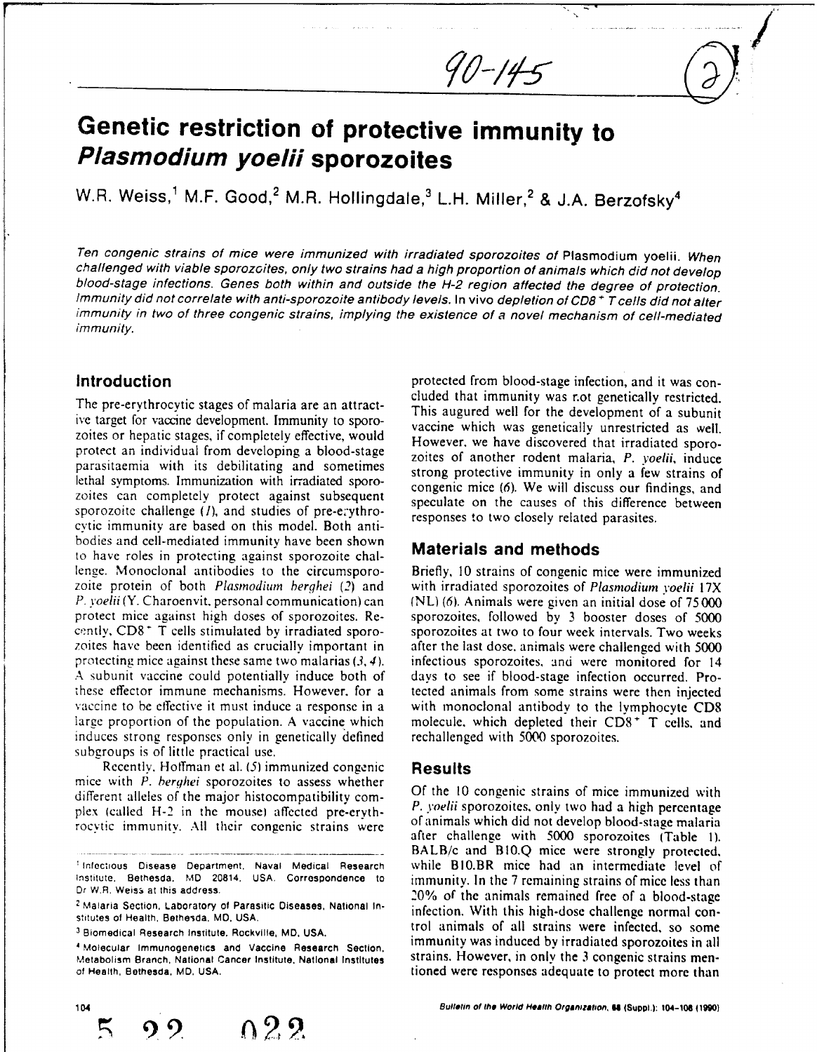# Genetic restriction of protective immunity to *Plasmodium yoelii* sporozoites

W.R. Weiss,[1] M.F. Good,[2] M.R. Hollingdale,[3] L.H. Miller,[2] & J.A. Berzofsky[4]

*Ten congenic strains of mice were immunized with irradiated sporozoites of* Plasmodium yoelii. *When challenged with viable sporozoites, only two strains had a high proportion of animals which did not develop blood-stage infections. Genes both within and outside the H-2 region affected the degree of protection. Immunity did not correlate with anti-sporozoite antibody levels. In vivo depletion of CD8⁺ T cells did not alter immunity in two of three congenic strains, implying the existence of a novel mechanism of cell-mediated immunity.*

## Introduction

The pre-erythrocytic stages of malaria are an attractive target for vaccine development. Immunity to sporozoites or hepatic stages, if completely effective, would protect an individual from developing a blood-stage parasitaemia with its debilitating and sometimes lethal symptoms. Immunization with irradiated sporozoites can completely protect against subsequent sporozoite challenge (*1*), and studies of pre-erythrocytic immunity are based on this model. Both antibodies and cell-mediated immunity have been shown to have roles in protecting against sporozoite challenge. Monoclonal antibodies to the circumsporozoite protein of both *Plasmodium berghei* (*2*) and *P. yoelii* (Y. Charoenvit, personal communication) can protect mice against high doses of sporozoites. Recently, CD8⁺ T cells stimulated by irradiated sporozoites have been identified as crucially important in protecting mice against these same two malarias (*3, 4*). A subunit vaccine could potentially induce both of these effector immune mechanisms. However, for a vaccine to be effective it must induce a response in a large proportion of the population. A vaccine which induces strong responses only in genetically defined subgroups is of little practical use.

Recently, Hoffman et al. (*5*) immunized congenic mice with *P. berghei* sporozoites to assess whether different alleles of the major histocompatibility complex (called H-2 in the mouse) affected pre-erythrocytic immunity. All their congenic strains were protected from blood-stage infection, and it was concluded that immunity was not genetically restricted. This augured well for the development of a subunit vaccine which was genetically unrestricted as well. However, we have discovered that irradiated sporozoites of another rodent malaria, *P. yoelii*, induce strong protective immunity in only a few strains of congenic mice (*6*). We will discuss our findings, and speculate on the causes of this difference between responses to two closely related parasites.

## Materials and methods

Briefly, 10 strains of congenic mice were immunized with irradiated sporozoites of *Plasmodium yoelii* 17X (NL) (*6*). Animals were given an initial dose of 75 000 sporozoites, followed by 3 booster doses of 5000 sporozoites at two to four week intervals. Two weeks after the last dose, animals were challenged with 5000 infectious sporozoites, and were monitored for 14 days to see if blood-stage infection occurred. Protected animals from some strains were then injected with monoclonal antibody to the lymphocyte CD8 molecule, which depleted their CD8⁺ T cells, and rechallenged with 5000 sporozoites.

## Results

Of the 10 congenic strains of mice immunized with *P. yoelii* sporozoites, only two had a high percentage of animals which did not develop blood-stage malaria after challenge with 5000 sporozoites (Table 1). BALB/c and B10.Q mice were strongly protected, while B10.BR mice had an intermediate level of immunity. In the 7 remaining strains of mice less than 20% of the animals remained free of a blood-stage infection. With this high-dose challenge normal control animals of all strains were infected, so some immunity was induced by irradiated sporozoites in all strains. However, in only the 3 congenic strains mentioned were responses adequate to protect more than

---

[1] Infectious Disease Department, Naval Medical Research Institute, Bethesda, MD 20814, USA. Correspondence to Dr W.R. Weiss at this address.

[2] Malaria Section, Laboratory of Parasitic Diseases, National Institutes of Health, Bethesda, MD, USA.

[3] Biomedical Research Institute, Rockville, MD, USA.

[4] Molecular Immunogenetics and Vaccine Research Section, Metabolism Branch, National Cancer Institute, National Institutes of Health, Bethesda, MD, USA.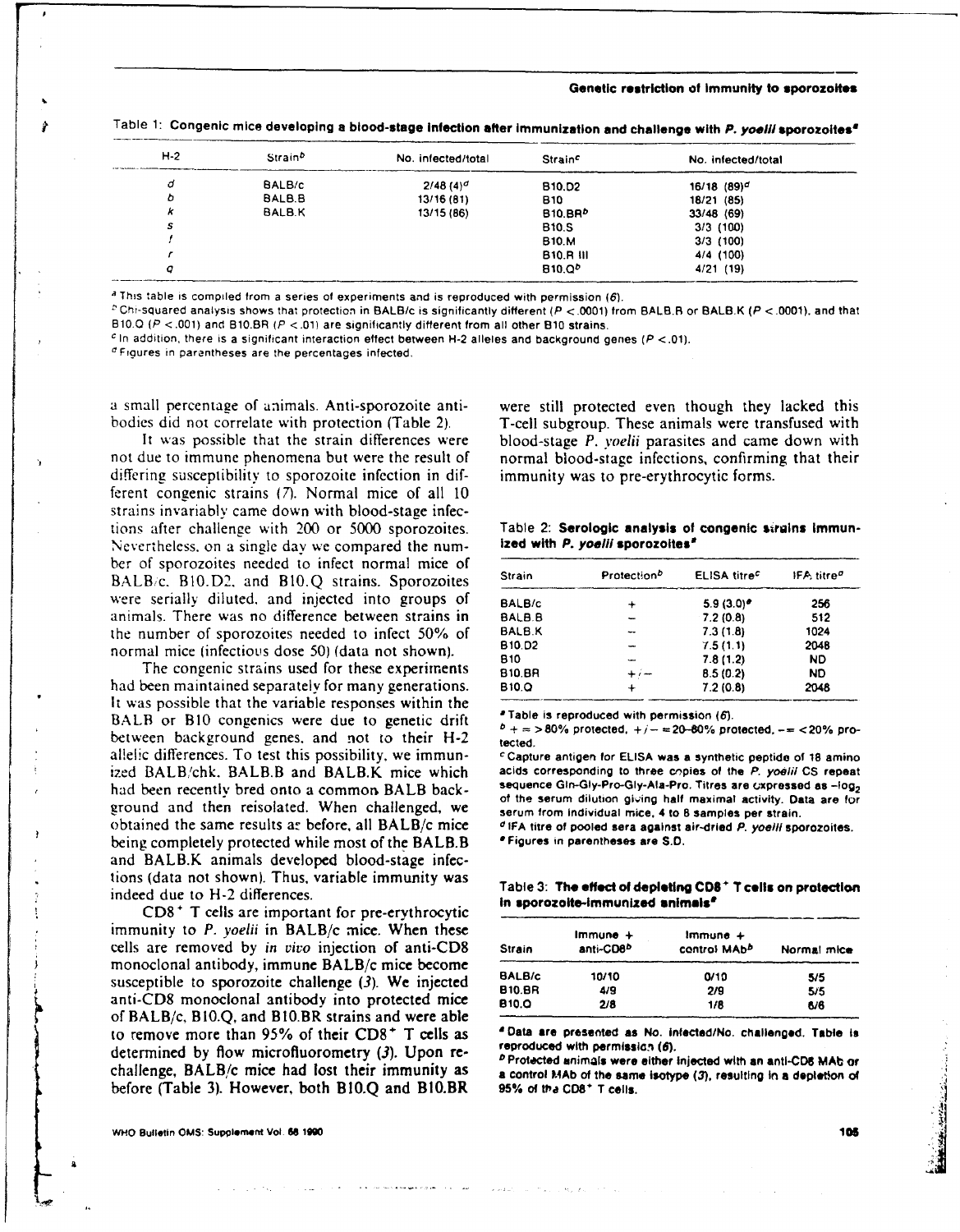Table 1: **Congenic mice developing a blood-stage infection after immunization and challenge with *P. yoelii* sporozoites**[a]

| H-2 | Strain[b] | No. infected/total | Strain[c] | No. infected/total |
|---|---|---|---|---|
| *d* | BALB/c | 2/48 (4)[d] | B10.D2 | 16/18 (89)[d] |
| *b* | BALB.B | 13/16 (81) | B10 | 18/21 (85) |
| *k* | BALB.K | 13/15 (86) | B10.BR[b] | 33/48 (69) |
| *s* | | | B10.S | 3/3 (100) |
| *f* | | | B10.M | 3/3 (100) |
| *r* | | | B10.R III | 4/4 (100) |
| *q* | | | B10.Q[b] | 4/21 (19) |

[a] This table is compiled from a series of experiments and is reproduced with permission (6).
[b] Chi-squared analysis shows that protection in BALB/c is significantly different ($P < .0001$) from BALB.B or BALB.K ($P < .0001$), and that B10.Q ($P < .001$) and B10.BR ($P < .01$) are significantly different from all other B10 strains.
[c] In addition, there is a significant interaction effect between H-2 alleles and background genes ($P < .01$).
[d] Figures in parentheses are the percentages infected.

a small percentage of animals. Anti-sporozoite antibodies did not correlate with protection (Table 2).

It was possible that the strain differences were not due to immune phenomena but were the result of differing susceptibility to sporozoite infection in different congenic strains (7). Normal mice of all 10 strains invariably came down with blood-stage infections after challenge with 200 or 5000 sporozoites. Nevertheless, on a single day we compared the number of sporozoites needed to infect normal mice of BALB/c, B10.D2, and B10.Q strains. Sporozoites were serially diluted, and injected into groups of animals. There was no difference between strains in the number of sporozoites needed to infect 50% of normal mice (infectious dose 50) (data not shown).

The congenic strains used for these experiments had been maintained separately for many generations. It was possible that the variable responses within the BALB or B10 congenics were due to genetic drift between background genes, and not to their H-2 allelic differences. To test this possibility, we immunized BALB/chk, BALB.B and BALB.K mice which had been recently bred onto a common BALB background and then reisolated. When challenged, we obtained the same results as before, all BALB/c mice being completely protected while most of the BALB.B and BALB.K animals developed blood-stage infections (data not shown). Thus, variable immunity was indeed due to H-2 differences.

$CD8^+$ T cells are important for pre-erythrocytic immunity to *P. yoelii* in BALB/c mice. When these cells are removed by *in vivo* injection of anti-CD8 monoclonal antibody, immune BALB/c mice become susceptible to sporozoite challenge (3). We injected anti-CD8 monoclonal antibody into protected mice of BALB/c, B10.Q, and B10.BR strains and were able to remove more than 95% of their $CD8^+$ T cells as determined by flow microfluorometry (3). Upon rechallenge, BALB/c mice had lost their immunity as before (Table 3). However, both B10.Q and B10.BR were still protected even though they lacked this T-cell subgroup. These animals were transfused with blood-stage *P. yoelii* parasites and came down with normal blood-stage infections, confirming that their immunity was to pre-erythrocytic forms.

Table 2: **Serologic analysis of congenic strains immunized with *P. yoelii* sporozoites**[a]

| Strain | Protection[b] | ELISA titre[c] | IFA titre[d] |
|---|---|---|---|
| BALB/c | + | 5.9 (3.0)[e] | 256 |
| BALB.B | – | 7.2 (0.8) | 512 |
| BALB.K | – | 7.3 (1.8) | 1024 |
| B10.D2 | – | 7.5 (1.1) | 2048 |
| B10 | – | 7.8 (1.2) | ND |
| B10.BR | +/– | 8.5 (0.2) | ND |
| B10.Q | + | 7.2 (0.8) | 2048 |

[a] Table is reproduced with permission (6).
[b] + = >80% protected, +/– =20–80% protected, – = <20% protected.
[c] Capture antigen for ELISA was a synthetic peptide of 18 amino acids corresponding to three copies of the *P. yoelii* CS repeat sequence Gln-Gly-Pro-Gly-Ala-Pro. Titres are expressed as $-\log_2$ of the serum dilution giving half maximal activity. Data are for serum from individual mice, 4 to 8 samples per strain.
[d] IFA titre of pooled sera against air-dried *P. yoelii* sporozoites.
[e] Figures in parentheses are S.D.

Table 3: **The effect of depleting $CD8^+$ T cells on protection in sporozoite-immunized animals**[a]

| Strain | Immune + anti-CD8[b] | Immune + control MAb[b] | Normal mice |
|---|---|---|---|
| BALB/c | 10/10 | 0/10 | 5/5 |
| B10.BR | 4/9 | 2/9 | 5/5 |
| B10.Q | 2/8 | 1/8 | 6/6 |

[a] Data are presented as No. infected/No. challenged. Table is reproduced with permission (6).
[b] Protected animals were either injected with an anti-CD8 MAb or a control MAb of the same isotype (3), resulting in a depletion of 95% of the $CD8^+$ T cells.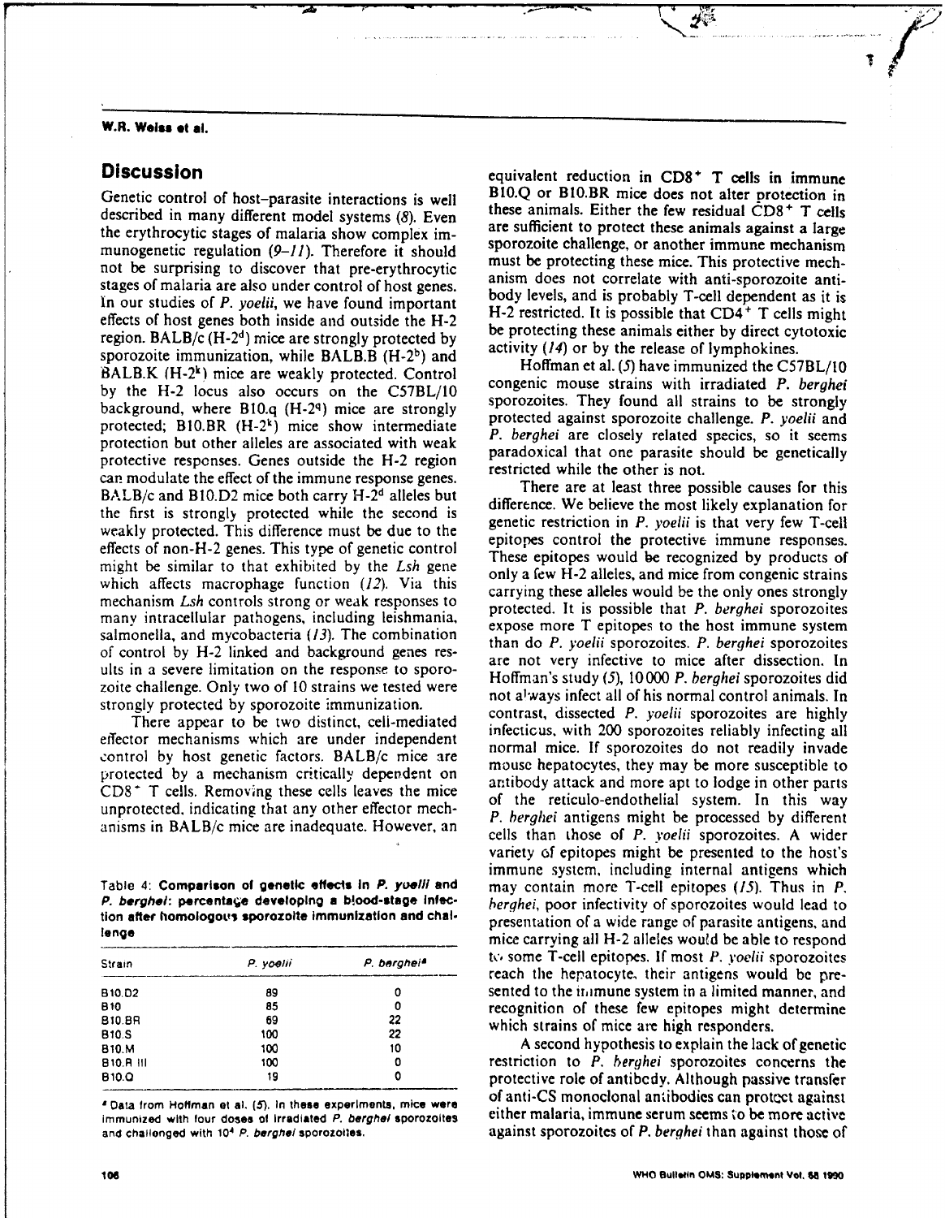## Discussion

Genetic control of host–parasite interactions is well described in many different model systems (8). Even the erythrocytic stages of malaria show complex immunogenetic regulation (9–11). Therefore it should not be surprising to discover that pre-erythrocytic stages of malaria are also under control of host genes. In our studies of *P. yoelii*, we have found important effects of host genes both inside and outside the H-2 region. BALB/c (H-$2^d$) mice are strongly protected by sporozoite immunization, while BALB.B (H-$2^b$) and BALB.K (H-$2^k$) mice are weakly protected. Control by the H-2 locus also occurs on the C57BL/10 background, where B10.q (H-$2^q$) mice are strongly protected; B10.BR (H-$2^k$) mice show intermediate protection but other alleles are associated with weak protective responses. Genes outside the H-2 region can modulate the effect of the immune response genes. BALB/c and B10.D2 mice both carry H-$2^d$ alleles but the first is strongly protected while the second is weakly protected. This difference must be due to the effects of non-H-2 genes. This type of genetic control might be similar to that exhibited by the *Lsh* gene which affects macrophage function (12). Via this mechanism *Lsh* controls strong or weak responses to many intracellular pathogens, including leishmania, salmonella, and mycobacteria (13). The combination of control by H-2 linked and background genes results in a severe limitation on the response to sporozoite challenge. Only two of 10 strains we tested were strongly protected by sporozoite immunization.

There appear to be two distinct, cell-mediated effector mechanisms which are under independent control by host genetic factors. BALB/c mice are protected by a mechanism critically dependent on $CD8^+$ T cells. Removing these cells leaves the mice unprotected, indicating that any other effector mechanisms in BALB/c mice are inadequate. However, an equivalent reduction in $CD8^+$ T cells in immune B10.Q or B10.BR mice does not alter protection in these animals. Either the few residual $CD8^+$ T cells are sufficient to protect these animals against a large sporozoite challenge, or another immune mechanism must be protecting these mice. This protective mechanism does not correlate with anti-sporozoite antibody levels, and is probably T-cell dependent as it is H-2 restricted. It is possible that $CD4^+$ T cells might be protecting these animals either by direct cytotoxic activity (14) or by the release of lymphokines.

Hoffman et al. (5) have immunized the C57BL/10 congenic mouse strains with irradiated *P. berghei* sporozoites. They found all strains to be strongly protected against sporozoite challenge. *P. yoelii* and *P. berghei* are closely related species, so it seems paradoxical that one parasite should be genetically restricted while the other is not.

There are at least three possible causes for this difference. We believe the most likely explanation for genetic restriction in *P. yoelii* is that very few T-cell epitopes control the protective immune responses. These epitopes would be recognized by products of only a few H-2 alleles, and mice from congenic strains carrying these alleles would be the only ones strongly protected. It is possible that *P. berghei* sporozoites expose more T epitopes to the host immune system than do *P. yoelii* sporozoites. *P. berghei* sporozoites are not very infective to mice after dissection. In Hoffman's study (5), 10 000 *P. berghei* sporozoites did not always infect all of his normal control animals. In contrast, dissected *P. yoelii* sporozoites are highly infectious, with 200 sporozoites reliably infecting all normal mice. If sporozoites do not readily invade mouse hepatocytes, they may be more susceptible to antibody attack and more apt to lodge in other parts of the reticulo-endothelial system. In this way *P. berghei* antigens might be processed by different cells than those of *P. yoelii* sporozoites. A wider variety of epitopes might be presented to the host's immune system, including internal antigens which may contain more T-cell epitopes (15). Thus in *P. berghei*, poor infectivity of sporozoites would lead to presentation of a wide range of parasite antigens, and mice carrying all H-2 alleles would be able to respond to some T-cell epitopes. If most *P. yoelii* sporozoites reach the hepatocyte, their antigens would be presented to the immune system in a limited manner, and recognition of these few epitopes might determine which strains of mice are high responders.

A second hypothesis to explain the lack of genetic restriction to *P. berghei* sporozoites concerns the protective role of antibody. Although passive transfer of anti-CS monoclonal antibodies can protect against either malaria, immune serum seems to be more active against sporozoites of *P. berghei* than against those of

**Table 4: Comparison of genetic effects in *P. yoelii* and *P. berghei*: percentage developing a blood-stage infection after homologous sporozoite immunization and challenge**

| Strain | *P. yoelii* | *P. berghei*[a] |
|---|---|---|
| B10.D2 | 89 | 0 |
| B10 | 85 | 0 |
| B10.BR | 69 | 22 |
| B10.S | 100 | 22 |
| B10.M | 100 | 10 |
| B10.R III | 100 | 0 |
| B10.Q | 19 | 0 |

[a] Data from Hoffman et al. (5). In these experiments, mice were immunized with four doses of irradiated *P. berghei* sporozoites and challenged with $10^4$ *P. berghei* sporozoites.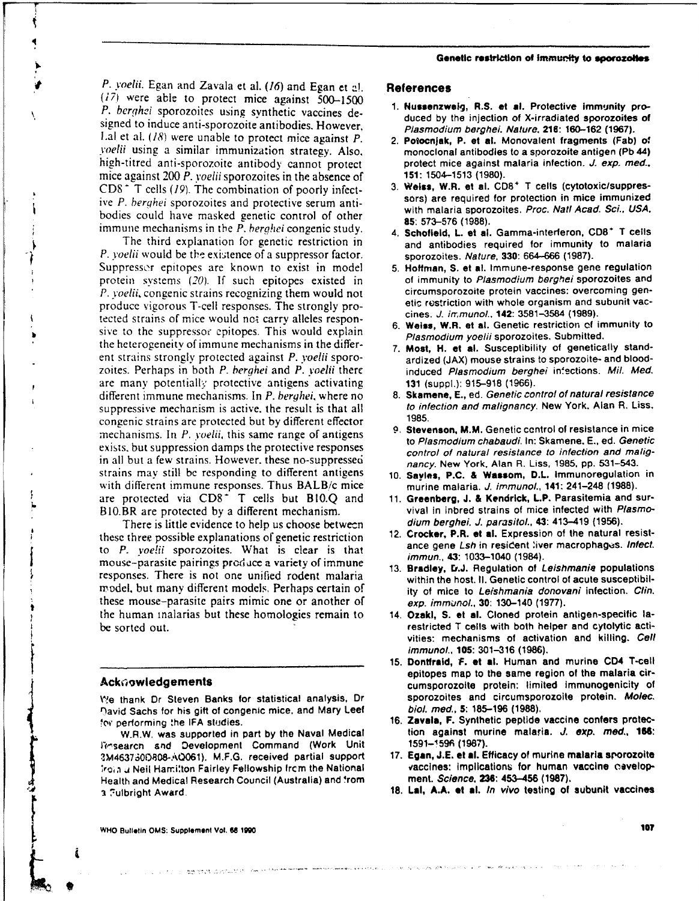*P. yoelii*. Egan and Zavala et al. (*16*) and Egan et al. (*17*) were able to protect mice against 500–1500 *P. berghei* sporozoites using synthetic vaccines designed to induce anti-sporozoite antibodies. However, Lal et al. (*18*) were unable to protect mice against *P. yoelii* using a similar immunization strategy. Also, high-titred anti-sporozoite antibody cannot protect mice against 200 *P. yoelii* sporozoites in the absence of $CD8^+$ T cells (*19*). The combination of poorly infective *P. berghei* sporozoites and protective serum antibodies could have masked genetic control of other immune mechanisms in the *P. berghei* congenic study.

The third explanation for genetic restriction in *P. yoelii* would be the existence of a suppressor factor. Suppressor epitopes are known to exist in model protein systems (*20*). If such epitopes existed in *P. yoelii*, congenic strains recognizing them would not produce vigorous T-cell responses. The strongly protected strains of mice would not carry alleles responsive to the suppressor epitopes. This would explain the heterogeneity of immune mechanisms in the different strains strongly protected against *P. yoelii* sporozoites. Perhaps in both *P. berghei* and *P. yoelii* there are many potentially protective antigens activating different immune mechanisms. In *P. berghei*, where no suppressive mechanism is active, the result is that all congenic strains are protected but by different effector mechanisms. In *P. yoelii*, this same range of antigens exists, but suppression damps the protective responses in all but a few strains. However, these no-suppressed strains may still be responding to different antigens with different immune responses. Thus BALB/c mice are protected via $CD8^+$ T cells but B10.Q and B10.BR are protected by a different mechanism.

There is little evidence to help us choose between these three possible explanations of genetic restriction to *P. yoelii* sporozoites. What is clear is that mouse–parasite pairings produce a variety of immune responses. There is not one unified rodent malaria model, but many different models. Perhaps certain of these mouse–parasite pairs mimic one or another of the human malarias but these homologies remain to be sorted out.

## Acknowledgements

We thank Dr Steven Banks for statistical analysis, Dr David Sachs for his gift of congenic mice, and Mary Leef for performing the IFA studies.

W.R.W. was supported in part by the Naval Medical Research and Development Command (Work Unit 3M463750D808-AQ061). M.F.G. received partial support from a Neil Hamilton Fairley Fellowship from the National Health and Medical Research Council (Australia) and from a Fulbright Award.

## References

1. **Nussenzweig, R.S. et al.** Protective immunity produced by the injection of X-irradiated sporozoites of *Plasmodium berghei*. *Nature*, **216**: 160–162 (1967).
2. **Potocnjak, P. et al.** Monovalent fragments (Fab) of monoclonal antibodies to a sporozoite antigen (Pb 44) protect mice against malaria infection. *J. exp. med.*, **151**: 1504–1513 (1980).
3. **Weiss, W.R. et al.** $CD8^+$ T cells (cytotoxic/suppressors) are required for protection in mice immunized with malaria sporozoites. *Proc. Natl Acad. Sci., USA*, **85**: 573–576 (1988).
4. **Schofield, L. et al.** Gamma-interferon, $CD8^+$ T cells and antibodies required for immunity to malaria sporozoites. *Nature*, **330**: 664–666 (1987).
5. **Hoffman, S. et al.** Immune-response gene regulation of immunity to *Plasmodium berghei* sporozoites and circumsporozoite protein vaccines: overcoming genetic restriction with whole organism and subunit vaccines. *J. immunol.*, **142**: 3581–3584 (1989).
6. **Weiss, W.R. et al.** Genetic restriction of immunity to *Plasmodium yoelii* sporozoites. Submitted.
7. **Most, H. et al.** Susceptibility of genetically standardized (JAX) mouse strains to sporozoite- and blood-induced *Plasmodium berghei* infections. *Mil. Med.* **131** (suppl.): 915–918 (1966).
8. **Skamene, E.**, ed. *Genetic control of natural resistance to infection and malignancy*. New York, Alan R. Liss, 1985.
9. **Stevenson, M.M.** Genetic control of resistance in mice to *Plasmodium chabaudi*. In: Skamene, E., ed. *Genetic control of natural resistance to infection and malignancy*. New York, Alan R. Liss, 1985, pp. 531–543.
10. **Sayles, P.C. & Wassom, D.L.** Immunoregulation in murine malaria. *J. immunol.*, **141**: 241–248 (1988).
11. **Greenberg, J. & Kendrick, L.P.** Parasitemia and survival in inbred strains of mice infected with *Plasmodium berghei*. *J. parasitol.*, **43**: 413–419 (1956).
12. **Crocker, P.R. et al.** Expression of the natural resistance gene *Lsh* in resident liver macrophages. *Infect. immun.*, **43**: 1033–1040 (1984).
13. **Bradley, D.J.** Regulation of *Leishmania* populations within the host. II. Genetic control of acute susceptibility of mice to *Leishmania donovani* infection. *Clin. exp. immunol.*, **30**: 130–140 (1977).
14. **Ozaki, S. et al.** Cloned protein antigen-specific Ia-restricted T cells with both helper and cytolytic activities: mechanisms of activation and killing. *Cell immunol.*, **105**: 301–316 (1986).
15. **Dontfraid, F. et al.** Human and murine CD4 T-cell epitopes map to the same region of the malaria circumsporozoite protein: limited immunogenicity of sporozoites and circumsporozoite protein. *Molec. biol. med.*, **5**: 185–196 (1988).
16. **Zavala, F.** Synthetic peptide vaccine confers protection against murine malaria. *J. exp. med.*, **166**: 1591–1596 (1987).
17. **Egan, J.E. et al.** Efficacy of murine malaria sporozoite vaccines: implications for human vaccine development. *Science*, **236**: 453–456 (1987).
18. **Lal, A.A. et al.** *In vivo* testing of subunit vaccines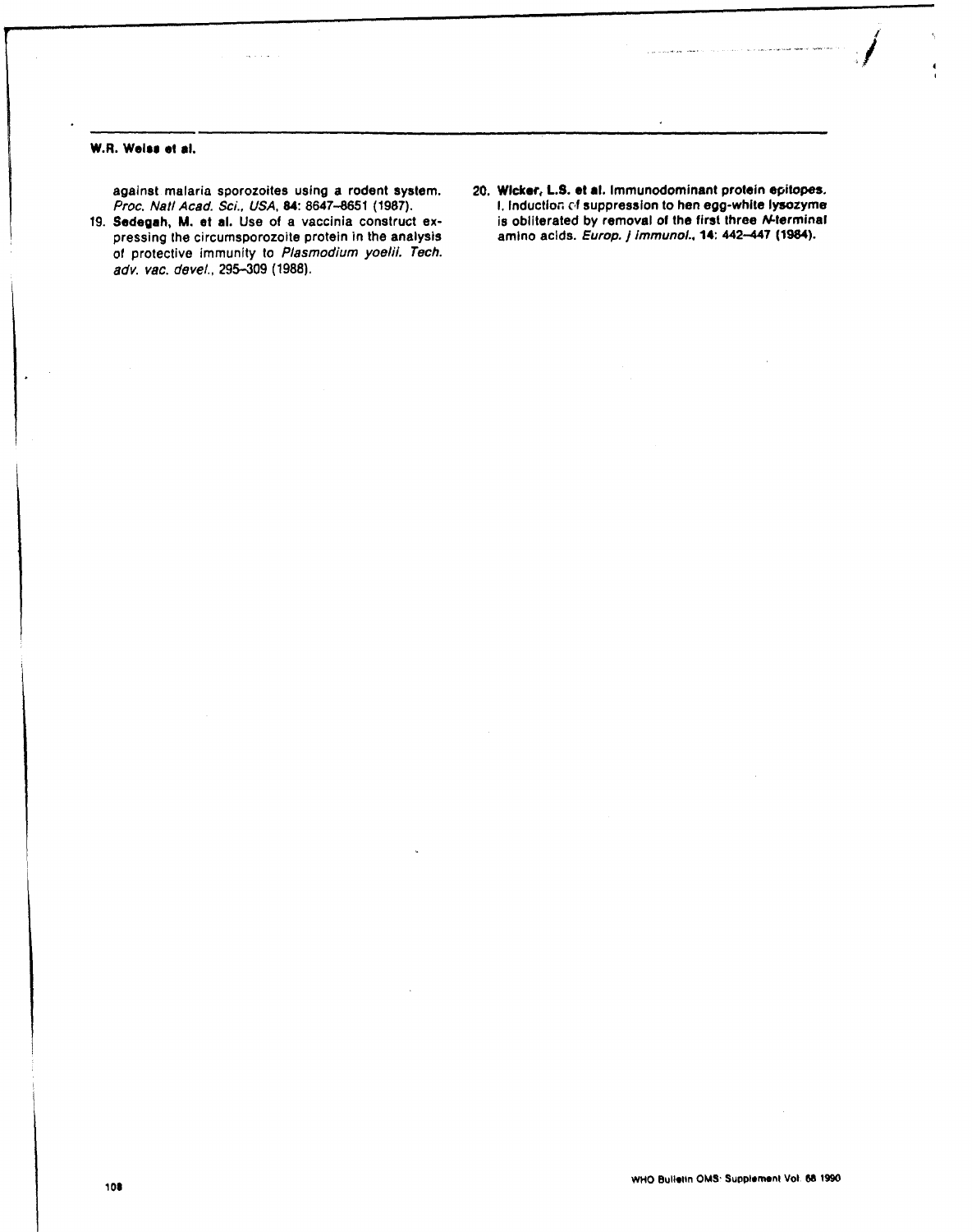against malaria sporozoites using a rodent system. *Proc. Natl Acad. Sci., USA*, **84**: 8647–8651 (1987).

19. **Sedegah, M. et al.** Use of a vaccinia construct expressing the circumsporozoite protein in the analysis of protective immunity to *Plasmodium yoelii. Tech. adv. vac. devel.*, 295–309 (1988).

20. **Wicker, L.S. et al. Immunodominant protein epitopes. I. Induction of suppression to hen egg-white lysozyme is obliterated by removal of the first three *N*-terminal amino acids.** *Europ. J Immunol.*, **14: 442–447 (1984).**